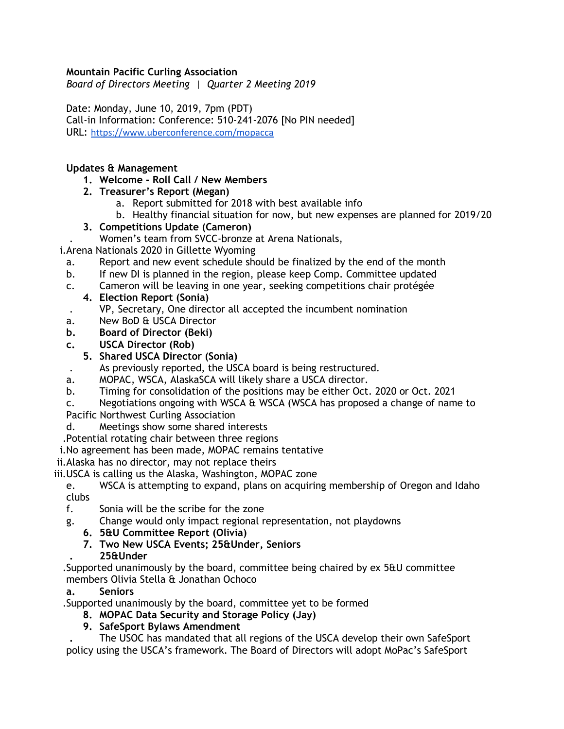**Mountain Pacific Curling Association**
*Board of Directors Meeting | Quarter 2 Meeting 2019*

Date: Monday, June 10, 2019, 7pm (PDT)
Call-in Information: Conference: 510-241-2076 [No PIN needed]
URL: https://www.uberconference.com/mopacca

**Updates & Management**

1. **Welcome - Roll Call / New Members**
2. **Treasurer's Report (Megan)**
   a. Report submitted for 2018 with best available info
   b. Healthy financial situation for now, but new expenses are planned for 2019/20
3. **Competitions Update (Cameron)**
   . Women's team from SVCC-bronze at Arena Nationals,
   i. Arena Nationals 2020 in Gillette Wyoming
   a. Report and new event schedule should be finalized by the end of the month
   b. If new DI is planned in the region, please keep Comp. Committee updated
   c. Cameron will be leaving in one year, seeking competitions chair protégée
4. **Election Report (Sonia)**
   . VP, Secretary, One director all accepted the incumbent nomination
   a. New BoD & USCA Director
   b. **Board of Director (Beki)**
   c. **USCA Director (Rob)**
5. **Shared USCA Director (Sonia)**
   . As previously reported, the USCA board is being restructured.
   a. MOPAC, WSCA, AlaskaSCA will likely share a USCA director.
   b. Timing for consolidation of the positions may be either Oct. 2020 or Oct. 2021
   c. Negotiations ongoing with WSCA & WSCA (WSCA has proposed a change of name to Pacific Northwest Curling Association
   d. Meetings show some shared interests
      . Potential rotating chair between three regions
      i. No agreement has been made, MOPAC remains tentative
      ii. Alaska has no director, may not replace theirs
      iii. USCA is calling us the Alaska, Washington, MOPAC zone
   e. WSCA is attempting to expand, plans on acquiring membership of Oregon and Idaho clubs
   f. Sonia will be the scribe for the zone
   g. Change would only impact regional representation, not playdowns
6. **5&U Committee Report (Olivia)**
7. **Two New USCA Events; 25&Under, Seniors**
   . **25&Under**
      . Supported unanimously by the board, committee being chaired by ex 5&U committee members Olivia Stella & Jonathan Ochoco
   a. **Seniors**
      . Supported unanimously by the board, committee yet to be formed
8. **MOPAC Data Security and Storage Policy (Jay)**
9. **SafeSport Bylaws Amendment**
   . The USOC has mandated that all regions of the USCA develop their own SafeSport policy using the USCA's framework. The Board of Directors will adopt MoPac's SafeSport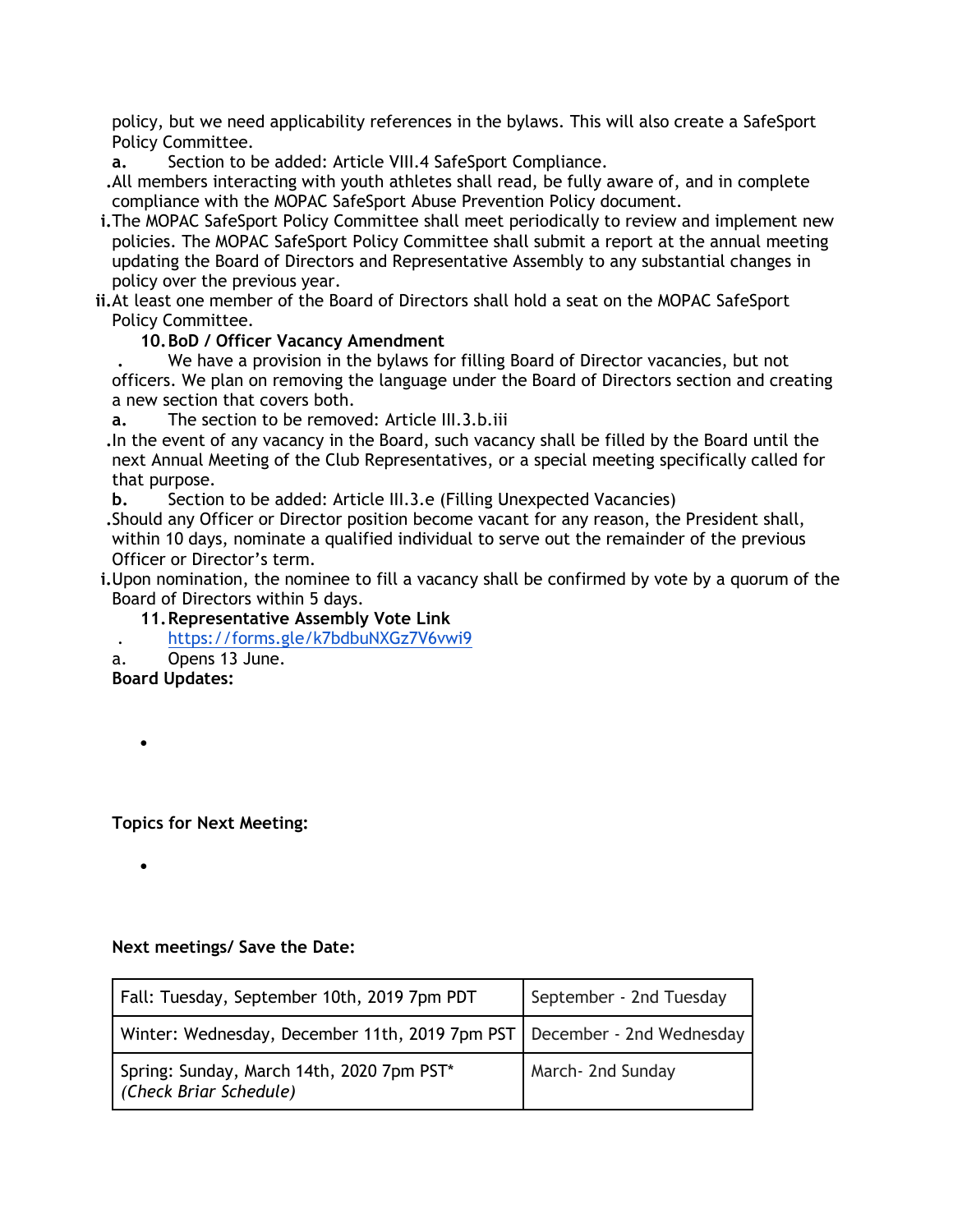policy, but we need applicability references in the bylaws. This will also create a SafeSport Policy Committee.

a. Section to be added: Article VIII.4 SafeSport Compliance.

- All members interacting with youth athletes shall read, be fully aware of, and in complete compliance with the MOPAC SafeSport Abuse Prevention Policy document.

i. The MOPAC SafeSport Policy Committee shall meet periodically to review and implement new policies. The MOPAC SafeSport Policy Committee shall submit a report at the annual meeting updating the Board of Directors and Representative Assembly to any substantial changes in policy over the previous year.

ii. At least one member of the Board of Directors shall hold a seat on the MOPAC SafeSport Policy Committee.

**10. BoD / Officer Vacancy Amendment**

- We have a provision in the bylaws for filling Board of Director vacancies, but not officers. We plan on removing the language under the Board of Directors section and creating a new section that covers both.

a. The section to be removed: Article III.3.b.iii

- In the event of any vacancy in the Board, such vacancy shall be filled by the Board until the next Annual Meeting of the Club Representatives, or a special meeting specifically called for that purpose.

b. Section to be added: Article III.3.e (Filling Unexpected Vacancies)

- Should any Officer or Director position become vacant for any reason, the President shall, within 10 days, nominate a qualified individual to serve out the remainder of the previous Officer or Director's term.

i. Upon nomination, the nominee to fill a vacancy shall be confirmed by vote by a quorum of the Board of Directors within 5 days.

**11. Representative Assembly Vote Link**

- https://forms.gle/k7bdbuNXGz7V6vwi9

a. Opens 13 June.

**Board Updates:**

- 

**Topics for Next Meeting:**

- 

**Next meetings/ Save the Date:**

| | |
|---|---|
| Fall: Tuesday, September 10th, 2019 7pm PDT | September - 2nd Tuesday |
| Winter: Wednesday, December 11th, 2019 7pm PST | December - 2nd Wednesday |
| Spring: Sunday, March 14th, 2020 7pm PST* *(Check Briar Schedule)* | March- 2nd Sunday |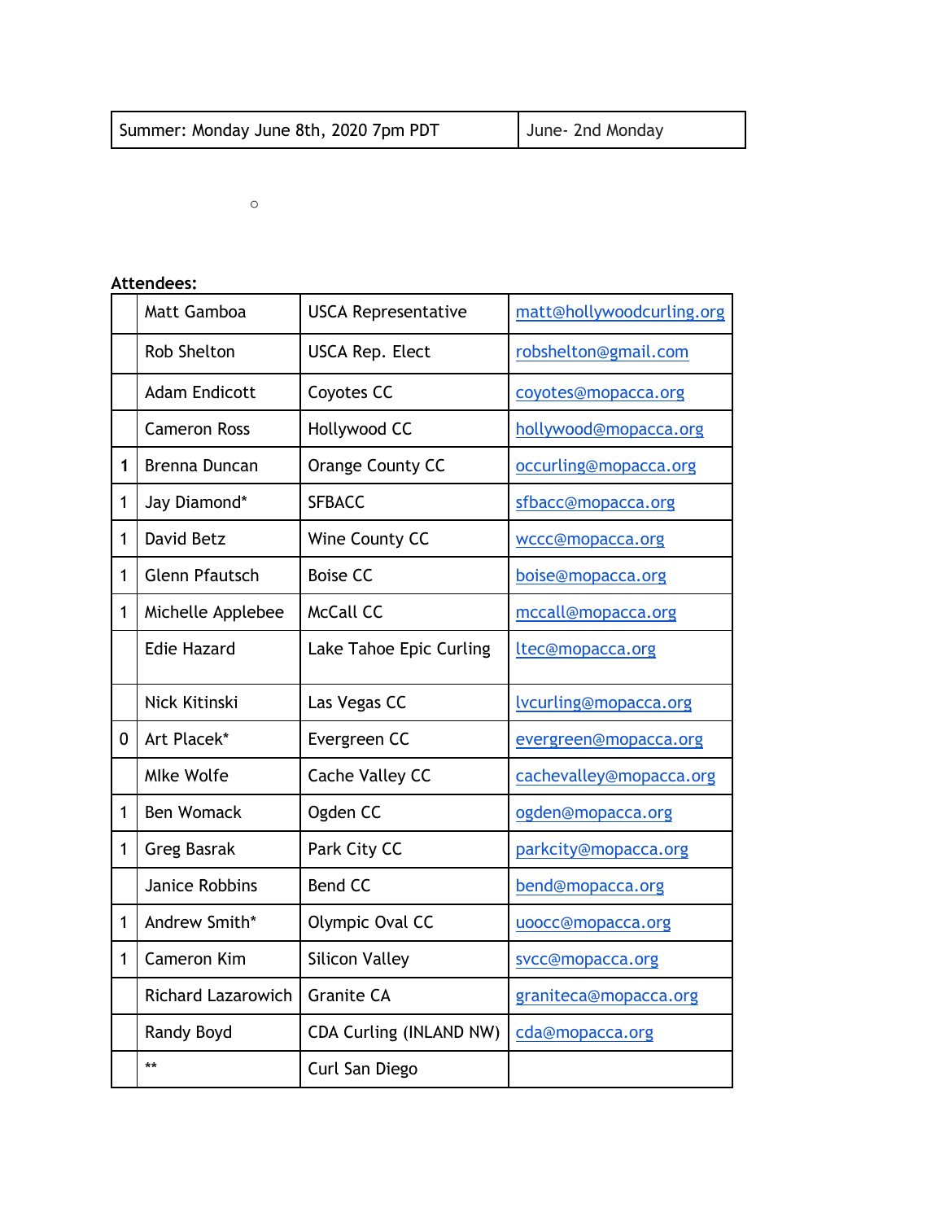| Summer: Monday June 8th, 2020 7pm PDT | June- 2nd Monday |
|---|---|

○

**Attendees:**

| | | | |
|---|---|---|---|
| | Matt Gamboa | USCA Representative | matt@hollywoodcurling.org |
| | Rob Shelton | USCA Rep. Elect | robshelton@gmail.com |
| | Adam Endicott | Coyotes CC | coyotes@mopacca.org |
| | Cameron Ross | Hollywood CC | hollywood@mopacca.org |
| 1 | Brenna Duncan | Orange County CC | occurling@mopacca.org |
| 1 | Jay Diamond* | SFBACC | sfbacc@mopacca.org |
| 1 | David Betz | Wine County CC | wccc@mopacca.org |
| 1 | Glenn Pfautsch | Boise CC | boise@mopacca.org |
| 1 | Michelle Applebee | McCall CC | mccall@mopacca.org |
| | Edie Hazard | Lake Tahoe Epic Curling | ltec@mopacca.org |
| | Nick Kitinski | Las Vegas CC | lvcurling@mopacca.org |
| 0 | Art Placek* | Evergreen CC | evergreen@mopacca.org |
| | MIke Wolfe | Cache Valley CC | cachevalley@mopacca.org |
| 1 | Ben Womack | Ogden CC | ogden@mopacca.org |
| 1 | Greg Basrak | Park City CC | parkcity@mopacca.org |
| | Janice Robbins | Bend CC | bend@mopacca.org |
| 1 | Andrew Smith* | Olympic Oval CC | uoocc@mopacca.org |
| 1 | Cameron Kim | Silicon Valley | svcc@mopacca.org |
| | Richard Lazarowich | Granite CA | graniteca@mopacca.org |
| | Randy Boyd | CDA Curling (INLAND NW) | cda@mopacca.org |
| | ** | Curl San Diego | |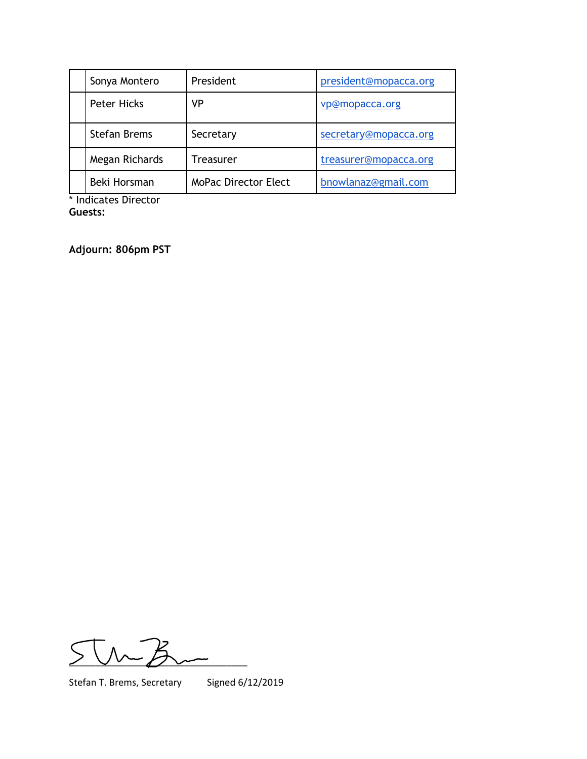| | | | |
|---|---|---|---|
| | Sonya Montero | President | president@mopacca.org |
| | Peter Hicks | VP | vp@mopacca.org |
| | Stefan Brems | Secretary | secretary@mopacca.org |
| | Megan Richards | Treasurer | treasurer@mopacca.org |
| | Beki Horsman | MoPac Director Elect | bnowlanaz@gmail.com |

* Indicates Director

**Guests:**

**Adjourn: 806pm PST**

___________________________

Stefan T. Brems, Secretary        Signed 6/12/2019